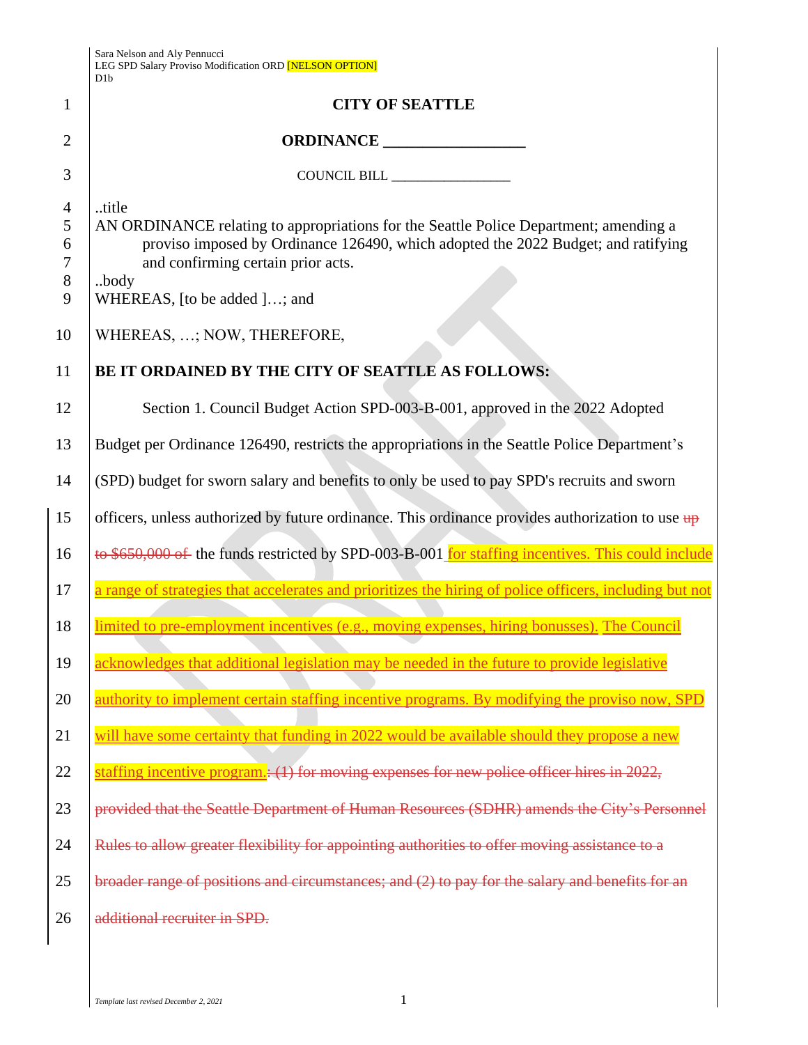Sara Nelson and Aly Pennucci
LEG SPD Salary Proviso Modification ORD [NELSON OPTION]
D1b

**CITY OF SEATTLE**

**ORDINANCE __________________**

COUNCIL BILL __________________

..title
AN ORDINANCE relating to appropriations for the Seattle Police Department; amending a proviso imposed by Ordinance 126490, which adopted the 2022 Budget; and ratifying and confirming certain prior acts.
..body
WHEREAS, [to be added ]…; and

WHEREAS, …; NOW, THEREFORE,

**BE IT ORDAINED BY THE CITY OF SEATTLE AS FOLLOWS:**

Section 1. Council Budget Action SPD-003-B-001, approved in the 2022 Adopted Budget per Ordinance 126490, restricts the appropriations in the Seattle Police Department's (SPD) budget for sworn salary and benefits to only be used to pay SPD's recruits and sworn officers, unless authorized by future ordinance. This ordinance provides authorization to use ~~up to $650,000 of~~ the funds restricted by SPD-003-B-001 for staffing incentives. This could include a range of strategies that accelerates and prioritizes the hiring of police officers, including but not limited to pre-employment incentives (e.g., moving expenses, hiring bonusses). The Council acknowledges that additional legislation may be needed in the future to provide legislative authority to implement certain staffing incentive programs. By modifying the proviso now, SPD will have some certainty that funding in 2022 would be available should they propose a new staffing incentive program.~~: (1) for moving expenses for new police officer hires in 2022, provided that the Seattle Department of Human Resources (SDHR) amends the City's Personnel Rules to allow greater flexibility for appointing authorities to offer moving assistance to a broader range of positions and circumstances; and (2) to pay for the salary and benefits for an additional recruiter in SPD.~~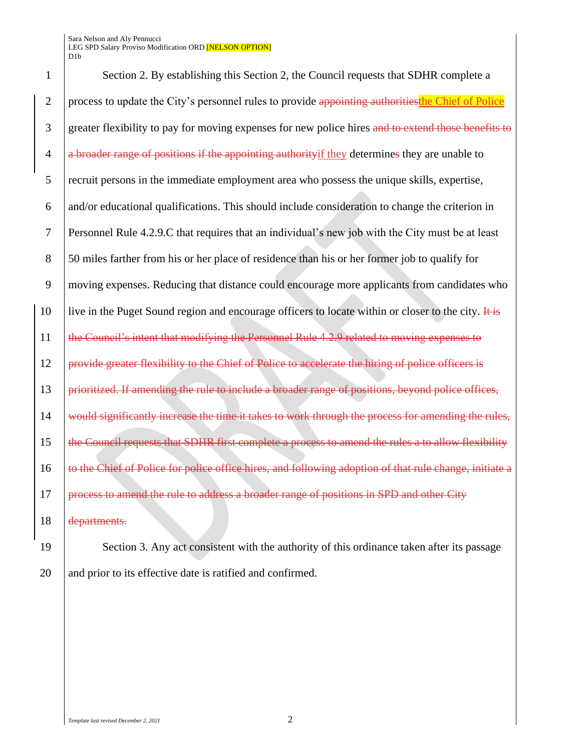Section 2. By establishing this Section 2, the Council requests that SDHR complete a process to update the City's personnel rules to provide ~~appointing authorities~~the Chief of Police greater flexibility to pay for moving expenses for new police hires ~~and to extend those benefits to a broader range of positions if the appointing authority~~if they determine~~s~~ they are unable to recruit persons in the immediate employment area who possess the unique skills, expertise, and/or educational qualifications. This should include consideration to change the criterion in Personnel Rule 4.2.9.C that requires that an individual's new job with the City must be at least 50 miles farther from his or her place of residence than his or her former job to qualify for moving expenses. Reducing that distance could encourage more applicants from candidates who live in the Puget Sound region and encourage officers to locate within or closer to the city. ~~It is the Council's intent that modifying the Personnel Rule 4.2.9 related to moving expenses to provide greater flexibility to the Chief of Police to accelerate the hiring of police officers is prioritized. If amending the rule to include a broader range of positions, beyond police offices, would significantly increase the time it takes to work through the process for amending the rules, the Council requests that SDHR first complete a process to amend the rules a to allow flexibility to the Chief of Police for police office hires, and following adoption of that rule change, initiate a process to amend the rule to address a broader range of positions in SPD and other City departments.~~

Section 3. Any act consistent with the authority of this ordinance taken after its passage and prior to its effective date is ratified and confirmed.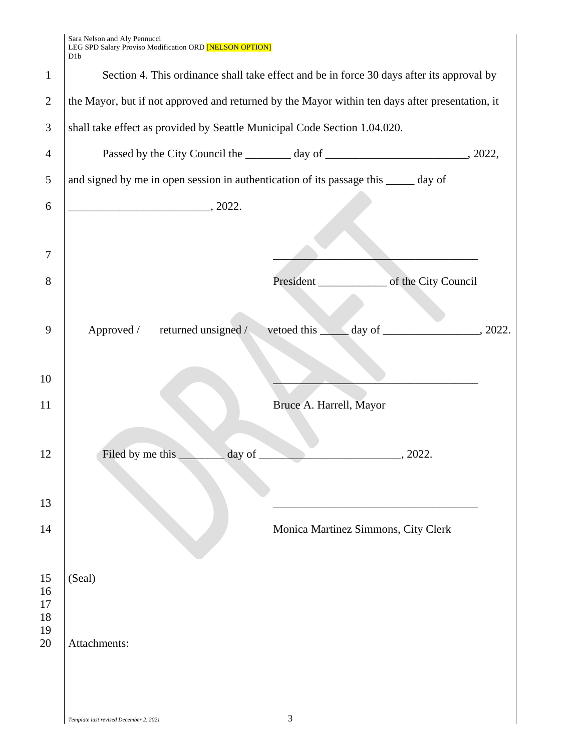Section 4. This ordinance shall take effect and be in force 30 days after its approval by the Mayor, but if not approved and returned by the Mayor within ten days after presentation, it shall take effect as provided by Seattle Municipal Code Section 1.04.020.

Passed by the City Council the ________ day of _________________________, 2022, and signed by me in open session in authentication of its passage this _____ day of _________________________, 2022.

____________________________________

President ____________ of the City Council

Approved / returned unsigned / vetoed this _____ day of _________________, 2022.

____________________________________

Bruce A. Harrell, Mayor

Filed by me this ________ day of _________________________, 2022.

____________________________________

Monica Martinez Simmons, City Clerk

(Seal)

Attachments: